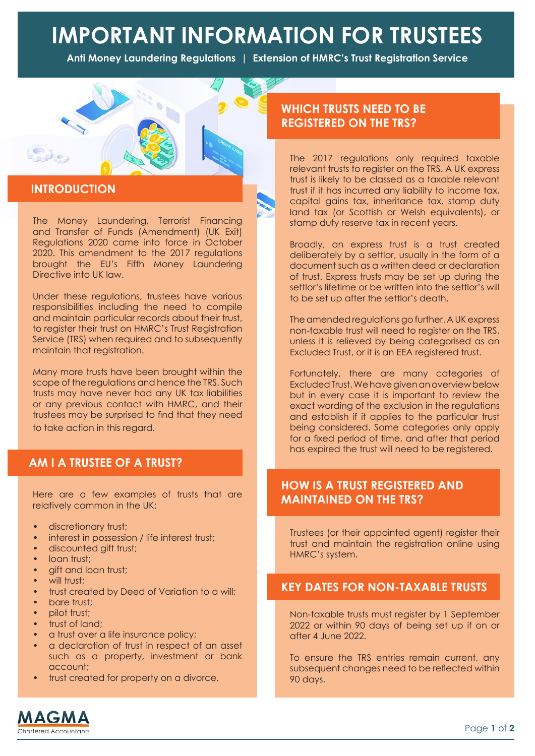# IMPORTANT INFORMATION FOR TRUSTEES

**Anti Money Laundering Regulations | Extension of HMRC's Trust Registration Service**

## INTRODUCTION

The Money Laundering, Terrorist Financing and Transfer of Funds (Amendment) (UK Exit) Regulations 2020 came into force in October 2020. This amendment to the 2017 regulations brought the EU's Fifth Money Laundering Directive into UK law.

Under these regulations, trustees have various responsibilities including the need to compile and maintain particular records about their trust, to register their trust on HMRC's Trust Registration Service (TRS) when required and to subsequently maintain that registration.

Many more trusts have been brought within the scope of the regulations and hence the TRS. Such trusts may have never had any UK tax liabilities or any previous contact with HMRC, and their trustees may be surprised to find that they need to take action in this regard.

## AM I A TRUSTEE OF A TRUST?

Here are a few examples of trusts that are relatively common in the UK:

- discretionary trust;
- interest in possession / life interest trust;
- discounted gift trust;
- loan trust;
- gift and loan trust;
- will trust;
- trust created by Deed of Variation to a will;
- bare trust;
- pilot trust;
- trust of land;
- a trust over a life insurance policy;
- a declaration of trust in respect of an asset such as a property, investment or bank account;
- trust created for property on a divorce.

## WHICH TRUSTS NEED TO BE REGISTERED ON THE TRS?

The 2017 regulations only required taxable relevant trusts to register on the TRS. A UK express trust is likely to be classed as a taxable relevant trust if it has incurred any liability to income tax, capital gains tax, inheritance tax, stamp duty land tax (or Scottish or Welsh equivalents), or stamp duty reserve tax in recent years.

Broadly, an express trust is a trust created deliberately by a settlor, usually in the form of a document such as a written deed or declaration of trust. Express trusts may be set up during the settlor's lifetime or be written into the settlor's will to be set up after the settlor's death.

The amended regulations go further. A UK express non-taxable trust will need to register on the TRS, unless it is relieved by being categorised as an Excluded Trust, or it is an EEA registered trust.

Fortunately, there are many categories of Excluded Trust. We have given an overview below but in every case it is important to review the exact wording of the exclusion in the regulations and establish if it applies to the particular trust being considered. Some categories only apply for a fixed period of time, and after that period has expired the trust will need to be registered.

## HOW IS A TRUST REGISTERED AND MAINTAINED ON THE TRS?

Trustees (or their appointed agent) register their trust and maintain the registration online using HMRC's system.

## KEY DATES FOR NON-TAXABLE TRUSTS

Non-taxable trusts must register by 1 September 2022 or within 90 days of being set up if on or after 4 June 2022.

To ensure the TRS entries remain current, any subsequent changes need to be reflected within 90 days.

MAGMA Chartered Accountants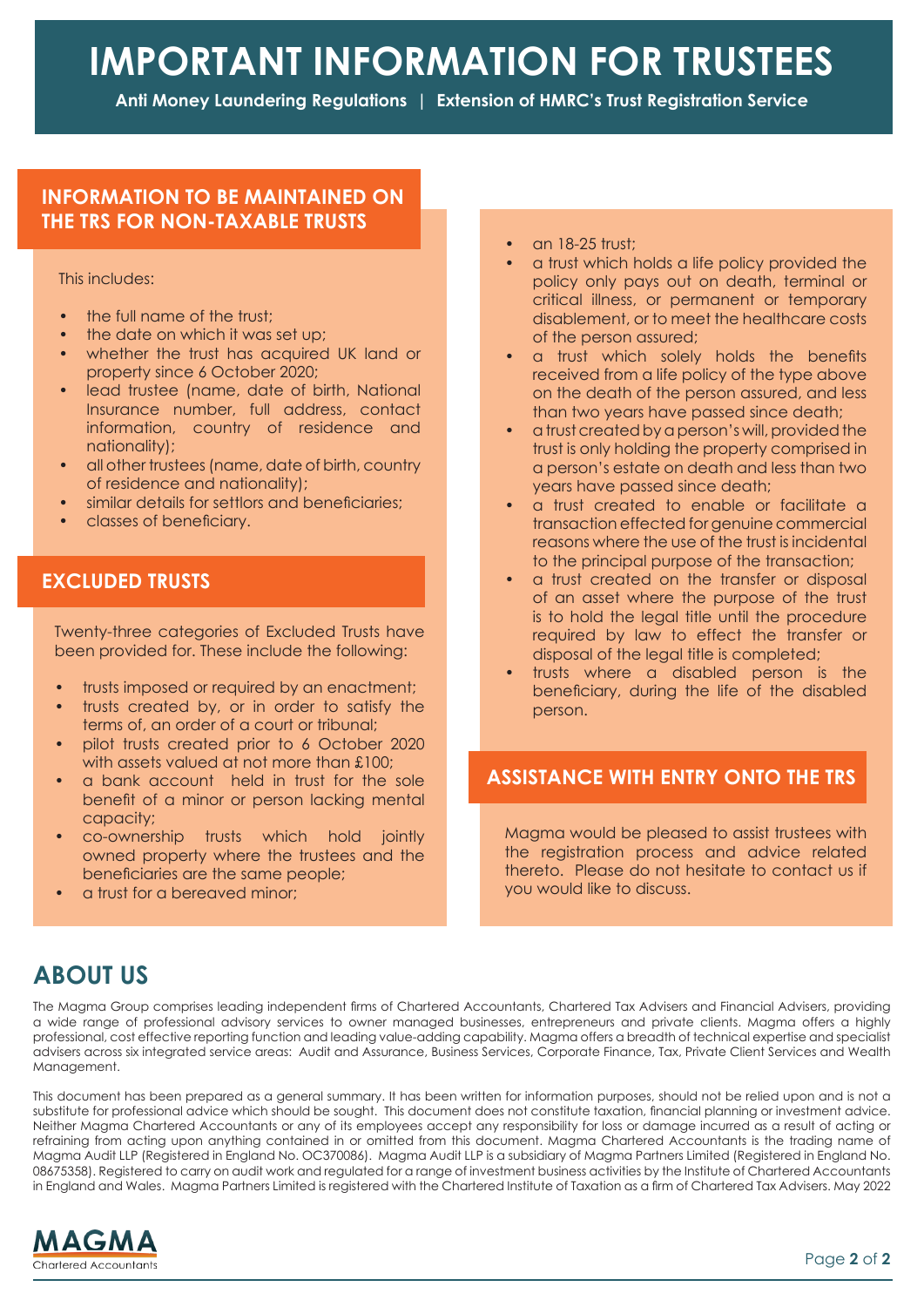# IMPORTANT INFORMATION FOR TRUSTEES

**Anti Money Laundering Regulations | Extension of HMRC's Trust Registration Service**

## INFORMATION TO BE MAINTAINED ON THE TRS FOR NON-TAXABLE TRUSTS

This includes:

- the full name of the trust;
- the date on which it was set up;
- whether the trust has acquired UK land or property since 6 October 2020;
- lead trustee (name, date of birth, National Insurance number, full address, contact information, country of residence and nationality);
- all other trustees (name, date of birth, country of residence and nationality);
- similar details for settlors and beneficiaries;
- classes of beneficiary.

## EXCLUDED TRUSTS

Twenty-three categories of Excluded Trusts have been provided for. These include the following:

- trusts imposed or required by an enactment;
- trusts created by, or in order to satisfy the terms of, an order of a court or tribunal;
- pilot trusts created prior to 6 October 2020 with assets valued at not more than £100;
- a bank account held in trust for the sole benefit of a minor or person lacking mental capacity;
- co-ownership trusts which hold jointly owned property where the trustees and the beneficiaries are the same people;
- a trust for a bereaved minor;
- an 18-25 trust;
- a trust which holds a life policy provided the policy only pays out on death, terminal or critical illness, or permanent or temporary disablement, or to meet the healthcare costs of the person assured;
- a trust which solely holds the benefits received from a life policy of the type above on the death of the person assured, and less than two years have passed since death;
- a trust created by a person's will, provided the trust is only holding the property comprised in a person's estate on death and less than two years have passed since death;
- a trust created to enable or facilitate a transaction effected for genuine commercial reasons where the use of the trust is incidental to the principal purpose of the transaction;
- a trust created on the transfer or disposal of an asset where the purpose of the trust is to hold the legal title until the procedure required by law to effect the transfer or disposal of the legal title is completed;
- trusts where a disabled person is the beneficiary, during the life of the disabled person.

## ASSISTANCE WITH ENTRY ONTO THE TRS

Magma would be pleased to assist trustees with the registration process and advice related thereto. Please do not hesitate to contact us if you would like to discuss.

## ABOUT US

The Magma Group comprises leading independent firms of Chartered Accountants, Chartered Tax Advisers and Financial Advisers, providing a wide range of professional advisory services to owner managed businesses, entrepreneurs and private clients. Magma offers a highly professional, cost effective reporting function and leading value-adding capability. Magma offers a breadth of technical expertise and specialist advisers across six integrated service areas: Audit and Assurance, Business Services, Corporate Finance, Tax, Private Client Services and Wealth Management.

This document has been prepared as a general summary. It has been written for information purposes, should not be relied upon and is not a substitute for professional advice which should be sought. This document does not constitute taxation, financial planning or investment advice. Neither Magma Chartered Accountants or any of its employees accept any responsibility for loss or damage incurred as a result of acting or refraining from acting upon anything contained in or omitted from this document. Magma Chartered Accountants is the trading name of Magma Audit LLP (Registered in England No. OC370086). Magma Audit LLP is a subsidiary of Magma Partners Limited (Registered in England No. 08675358). Registered to carry on audit work and regulated for a range of investment business activities by the Institute of Chartered Accountants in England and Wales. Magma Partners Limited is registered with the Chartered Institute of Taxation as a firm of Chartered Tax Advisers. May 2022

MAGMA
Chartered Accountants